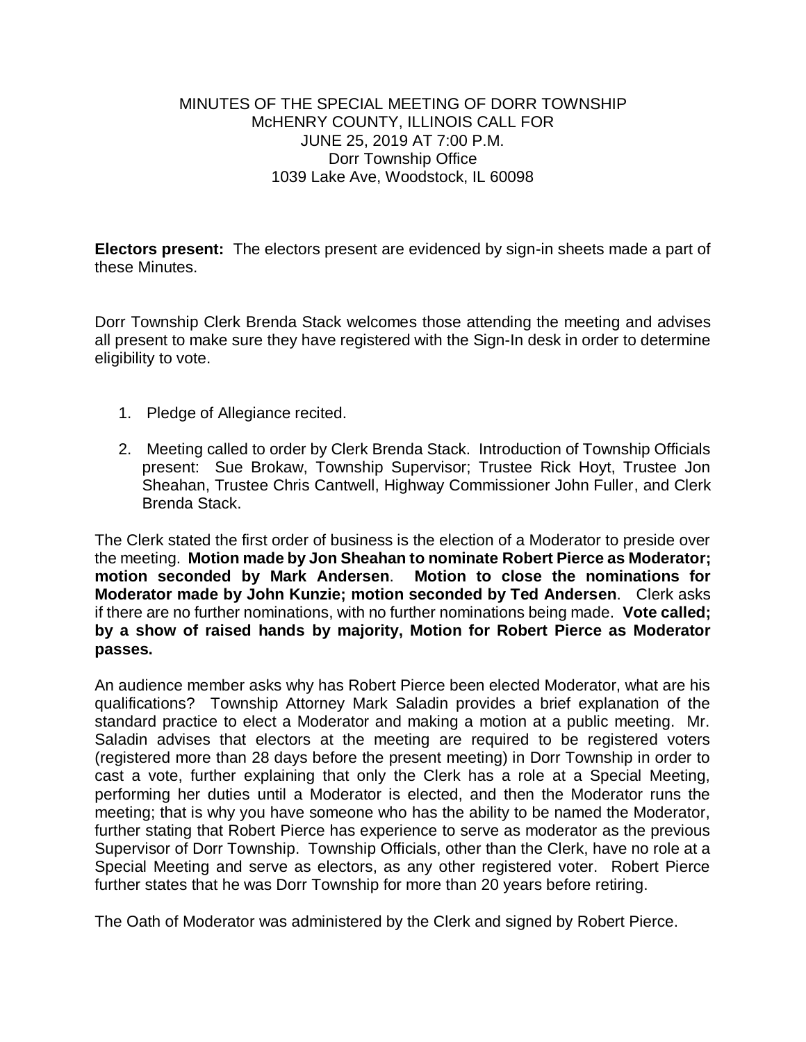MINUTES OF THE SPECIAL MEETING OF DORR TOWNSHIP
McHENRY COUNTY, ILLINOIS CALL FOR
JUNE 25, 2019 AT 7:00 P.M.
Dorr Township Office
1039 Lake Ave, Woodstock, IL 60098

**Electors present:** The electors present are evidenced by sign-in sheets made a part of these Minutes.

Dorr Township Clerk Brenda Stack welcomes those attending the meeting and advises all present to make sure they have registered with the Sign-In desk in order to determine eligibility to vote.

1. Pledge of Allegiance recited.
2. Meeting called to order by Clerk Brenda Stack. Introduction of Township Officials present: Sue Brokaw, Township Supervisor; Trustee Rick Hoyt, Trustee Jon Sheahan, Trustee Chris Cantwell, Highway Commissioner John Fuller, and Clerk Brenda Stack.

The Clerk stated the first order of business is the election of a Moderator to preside over the meeting. **Motion made by Jon Sheahan to nominate Robert Pierce as Moderator; motion seconded by Mark Andersen**. **Motion to close the nominations for Moderator made by John Kunzie; motion seconded by Ted Andersen**. Clerk asks if there are no further nominations, with no further nominations being made. **Vote called; by a show of raised hands by majority, Motion for Robert Pierce as Moderator passes.**

An audience member asks why has Robert Pierce been elected Moderator, what are his qualifications? Township Attorney Mark Saladin provides a brief explanation of the standard practice to elect a Moderator and making a motion at a public meeting. Mr. Saladin advises that electors at the meeting are required to be registered voters (registered more than 28 days before the present meeting) in Dorr Township in order to cast a vote, further explaining that only the Clerk has a role at a Special Meeting, performing her duties until a Moderator is elected, and then the Moderator runs the meeting; that is why you have someone who has the ability to be named the Moderator, further stating that Robert Pierce has experience to serve as moderator as the previous Supervisor of Dorr Township. Township Officials, other than the Clerk, have no role at a Special Meeting and serve as electors, as any other registered voter. Robert Pierce further states that he was Dorr Township for more than 20 years before retiring.

The Oath of Moderator was administered by the Clerk and signed by Robert Pierce.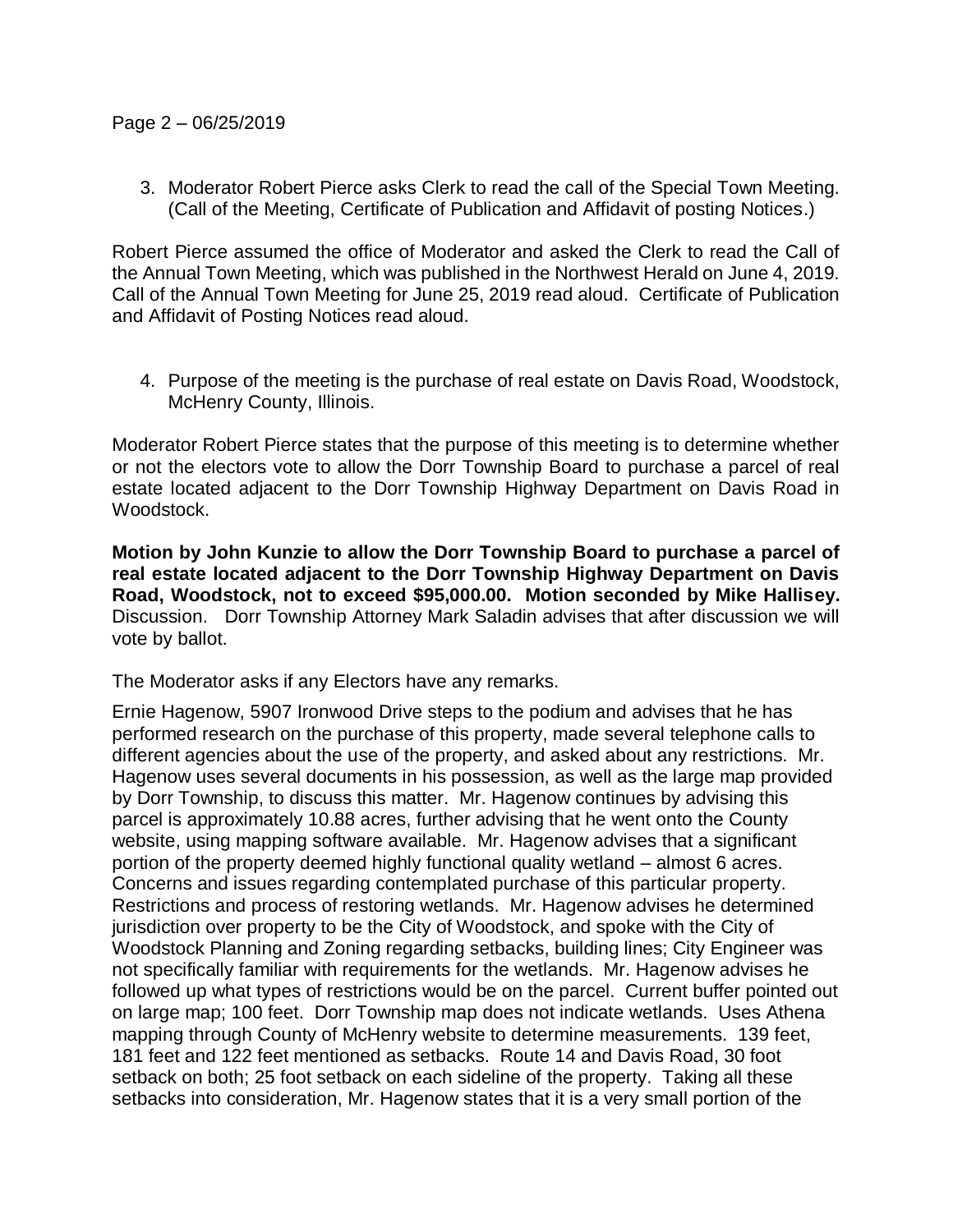3. Moderator Robert Pierce asks Clerk to read the call of the Special Town Meeting. (Call of the Meeting, Certificate of Publication and Affidavit of posting Notices.)

Robert Pierce assumed the office of Moderator and asked the Clerk to read the Call of the Annual Town Meeting, which was published in the Northwest Herald on June 4, 2019. Call of the Annual Town Meeting for June 25, 2019 read aloud. Certificate of Publication and Affidavit of Posting Notices read aloud.

4. Purpose of the meeting is the purchase of real estate on Davis Road, Woodstock, McHenry County, Illinois.

Moderator Robert Pierce states that the purpose of this meeting is to determine whether or not the electors vote to allow the Dorr Township Board to purchase a parcel of real estate located adjacent to the Dorr Township Highway Department on Davis Road in Woodstock.

**Motion by John Kunzie to allow the Dorr Township Board to purchase a parcel of real estate located adjacent to the Dorr Township Highway Department on Davis Road, Woodstock, not to exceed $95,000.00. Motion seconded by Mike Hallisey.** Discussion. Dorr Township Attorney Mark Saladin advises that after discussion we will vote by ballot.

The Moderator asks if any Electors have any remarks.

Ernie Hagenow, 5907 Ironwood Drive steps to the podium and advises that he has performed research on the purchase of this property, made several telephone calls to different agencies about the use of the property, and asked about any restrictions. Mr. Hagenow uses several documents in his possession, as well as the large map provided by Dorr Township, to discuss this matter. Mr. Hagenow continues by advising this parcel is approximately 10.88 acres, further advising that he went onto the County website, using mapping software available. Mr. Hagenow advises that a significant portion of the property deemed highly functional quality wetland – almost 6 acres. Concerns and issues regarding contemplated purchase of this particular property. Restrictions and process of restoring wetlands. Mr. Hagenow advises he determined jurisdiction over property to be the City of Woodstock, and spoke with the City of Woodstock Planning and Zoning regarding setbacks, building lines; City Engineer was not specifically familiar with requirements for the wetlands. Mr. Hagenow advises he followed up what types of restrictions would be on the parcel. Current buffer pointed out on large map; 100 feet. Dorr Township map does not indicate wetlands. Uses Athena mapping through County of McHenry website to determine measurements. 139 feet, 181 feet and 122 feet mentioned as setbacks. Route 14 and Davis Road, 30 foot setback on both; 25 foot setback on each sideline of the property. Taking all these setbacks into consideration, Mr. Hagenow states that it is a very small portion of the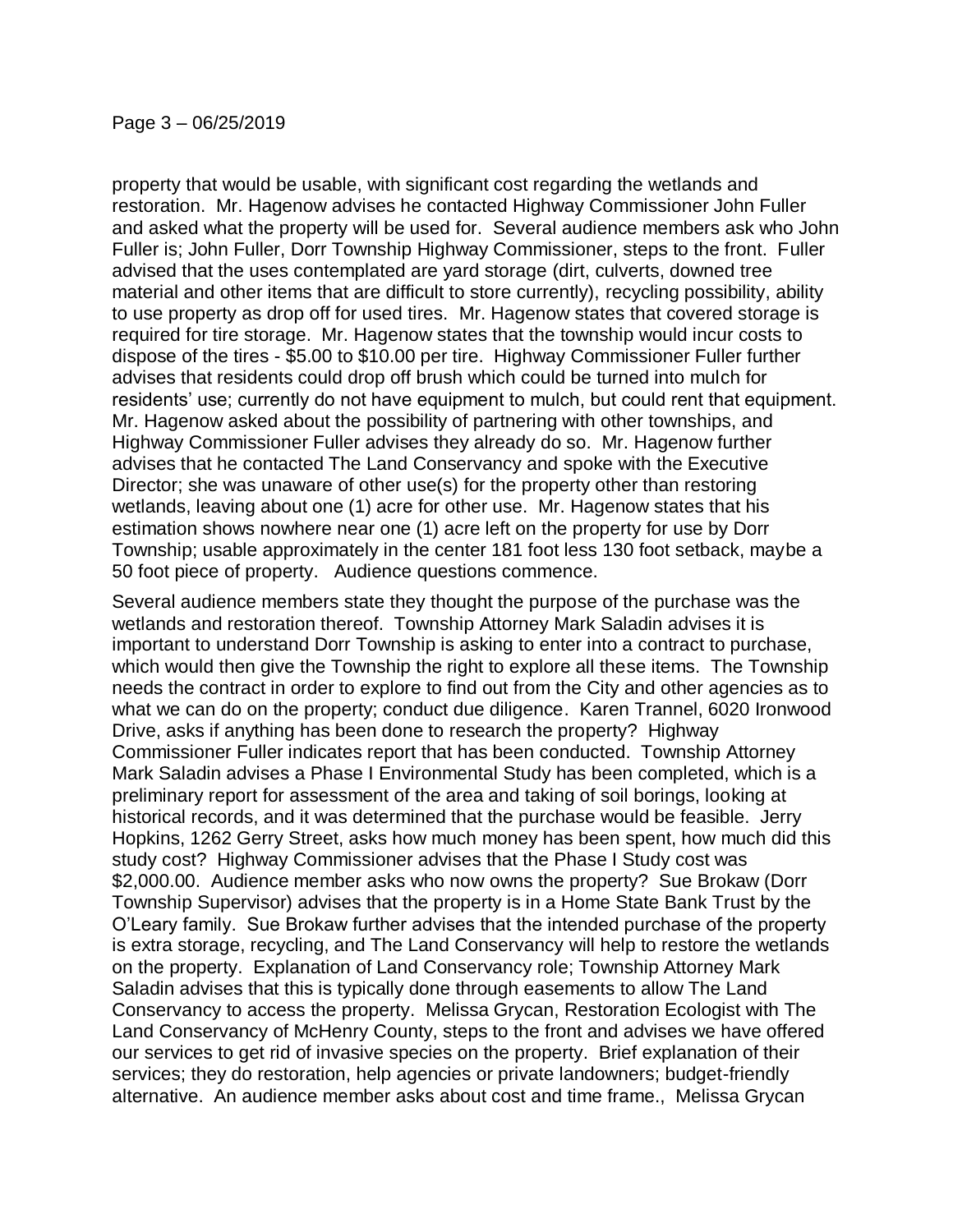property that would be usable, with significant cost regarding the wetlands and restoration. Mr. Hagenow advises he contacted Highway Commissioner John Fuller and asked what the property will be used for. Several audience members ask who John Fuller is; John Fuller, Dorr Township Highway Commissioner, steps to the front. Fuller advised that the uses contemplated are yard storage (dirt, culverts, downed tree material and other items that are difficult to store currently), recycling possibility, ability to use property as drop off for used tires. Mr. Hagenow states that covered storage is required for tire storage. Mr. Hagenow states that the township would incur costs to dispose of the tires - $5.00 to $10.00 per tire. Highway Commissioner Fuller further advises that residents could drop off brush which could be turned into mulch for residents' use; currently do not have equipment to mulch, but could rent that equipment. Mr. Hagenow asked about the possibility of partnering with other townships, and Highway Commissioner Fuller advises they already do so. Mr. Hagenow further advises that he contacted The Land Conservancy and spoke with the Executive Director; she was unaware of other use(s) for the property other than restoring wetlands, leaving about one (1) acre for other use. Mr. Hagenow states that his estimation shows nowhere near one (1) acre left on the property for use by Dorr Township; usable approximately in the center 181 foot less 130 foot setback, maybe a 50 foot piece of property. Audience questions commence.

Several audience members state they thought the purpose of the purchase was the wetlands and restoration thereof. Township Attorney Mark Saladin advises it is important to understand Dorr Township is asking to enter into a contract to purchase, which would then give the Township the right to explore all these items. The Township needs the contract in order to explore to find out from the City and other agencies as to what we can do on the property; conduct due diligence. Karen Trannel, 6020 Ironwood Drive, asks if anything has been done to research the property? Highway Commissioner Fuller indicates report that has been conducted. Township Attorney Mark Saladin advises a Phase I Environmental Study has been completed, which is a preliminary report for assessment of the area and taking of soil borings, looking at historical records, and it was determined that the purchase would be feasible. Jerry Hopkins, 1262 Gerry Street, asks how much money has been spent, how much did this study cost? Highway Commissioner advises that the Phase I Study cost was $2,000.00. Audience member asks who now owns the property? Sue Brokaw (Dorr Township Supervisor) advises that the property is in a Home State Bank Trust by the O'Leary family. Sue Brokaw further advises that the intended purchase of the property is extra storage, recycling, and The Land Conservancy will help to restore the wetlands on the property. Explanation of Land Conservancy role; Township Attorney Mark Saladin advises that this is typically done through easements to allow The Land Conservancy to access the property. Melissa Grycan, Restoration Ecologist with The Land Conservancy of McHenry County, steps to the front and advises we have offered our services to get rid of invasive species on the property. Brief explanation of their services; they do restoration, help agencies or private landowners; budget-friendly alternative. An audience member asks about cost and time frame., Melissa Grycan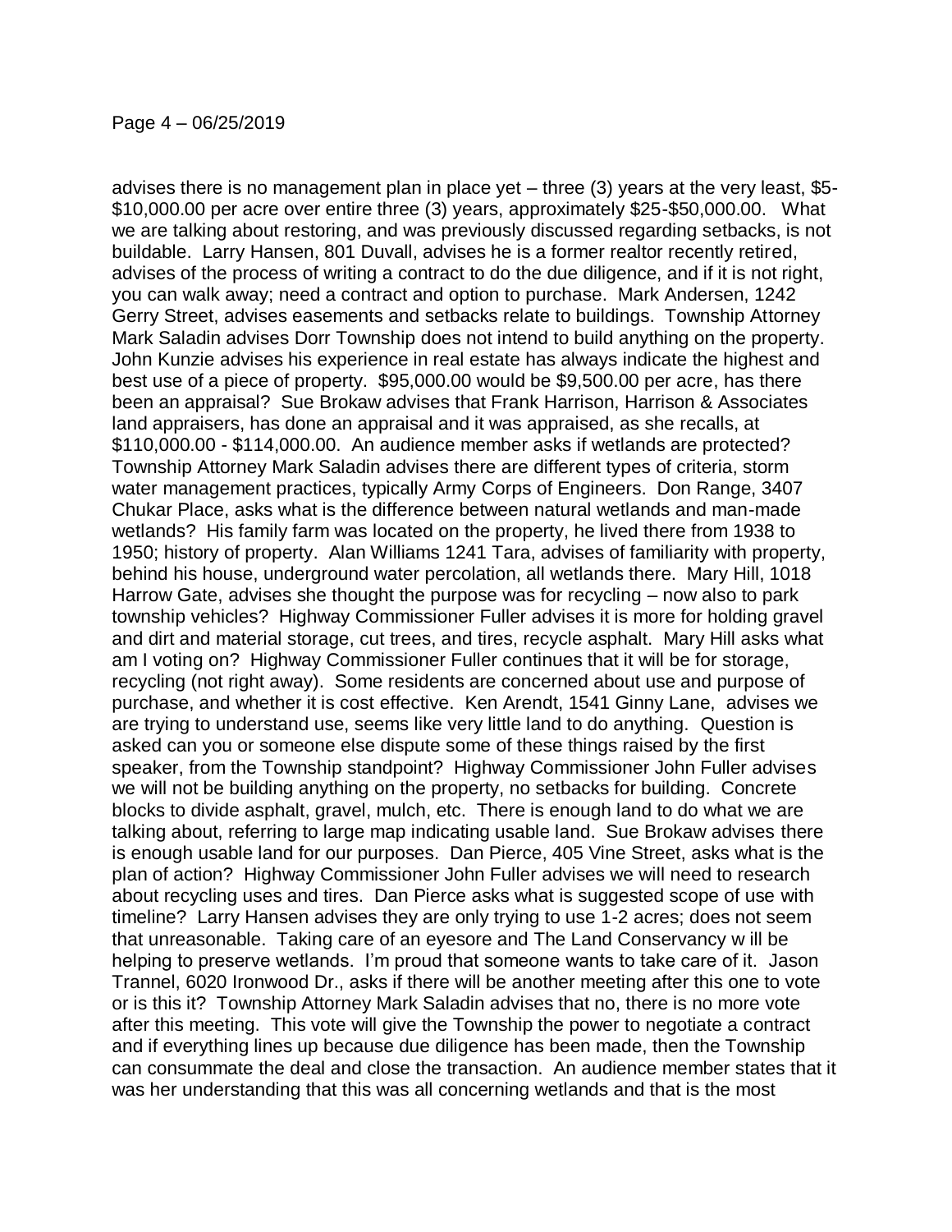advises there is no management plan in place yet – three (3) years at the very least, $5-$10,000.00 per acre over entire three (3) years, approximately $25-$50,000.00. What we are talking about restoring, and was previously discussed regarding setbacks, is not buildable. Larry Hansen, 801 Duvall, advises he is a former realtor recently retired, advises of the process of writing a contract to do the due diligence, and if it is not right, you can walk away; need a contract and option to purchase. Mark Andersen, 1242 Gerry Street, advises easements and setbacks relate to buildings. Township Attorney Mark Saladin advises Dorr Township does not intend to build anything on the property. John Kunzie advises his experience in real estate has always indicate the highest and best use of a piece of property. $95,000.00 would be $9,500.00 per acre, has there been an appraisal? Sue Brokaw advises that Frank Harrison, Harrison & Associates land appraisers, has done an appraisal and it was appraised, as she recalls, at $110,000.00 - $114,000.00. An audience member asks if wetlands are protected? Township Attorney Mark Saladin advises there are different types of criteria, storm water management practices, typically Army Corps of Engineers. Don Range, 3407 Chukar Place, asks what is the difference between natural wetlands and man-made wetlands? His family farm was located on the property, he lived there from 1938 to 1950; history of property. Alan Williams 1241 Tara, advises of familiarity with property, behind his house, underground water percolation, all wetlands there. Mary Hill, 1018 Harrow Gate, advises she thought the purpose was for recycling – now also to park township vehicles? Highway Commissioner Fuller advises it is more for holding gravel and dirt and material storage, cut trees, and tires, recycle asphalt. Mary Hill asks what am I voting on? Highway Commissioner Fuller continues that it will be for storage, recycling (not right away). Some residents are concerned about use and purpose of purchase, and whether it is cost effective. Ken Arendt, 1541 Ginny Lane, advises we are trying to understand use, seems like very little land to do anything. Question is asked can you or someone else dispute some of these things raised by the first speaker, from the Township standpoint? Highway Commissioner John Fuller advises we will not be building anything on the property, no setbacks for building. Concrete blocks to divide asphalt, gravel, mulch, etc. There is enough land to do what we are talking about, referring to large map indicating usable land. Sue Brokaw advises there is enough usable land for our purposes. Dan Pierce, 405 Vine Street, asks what is the plan of action? Highway Commissioner John Fuller advises we will need to research about recycling uses and tires. Dan Pierce asks what is suggested scope of use with timeline? Larry Hansen advises they are only trying to use 1-2 acres; does not seem that unreasonable. Taking care of an eyesore and The Land Conservancy w ill be helping to preserve wetlands. I'm proud that someone wants to take care of it. Jason Trannel, 6020 Ironwood Dr., asks if there will be another meeting after this one to vote or is this it? Township Attorney Mark Saladin advises that no, there is no more vote after this meeting. This vote will give the Township the power to negotiate a contract and if everything lines up because due diligence has been made, then the Township can consummate the deal and close the transaction. An audience member states that it was her understanding that this was all concerning wetlands and that is the most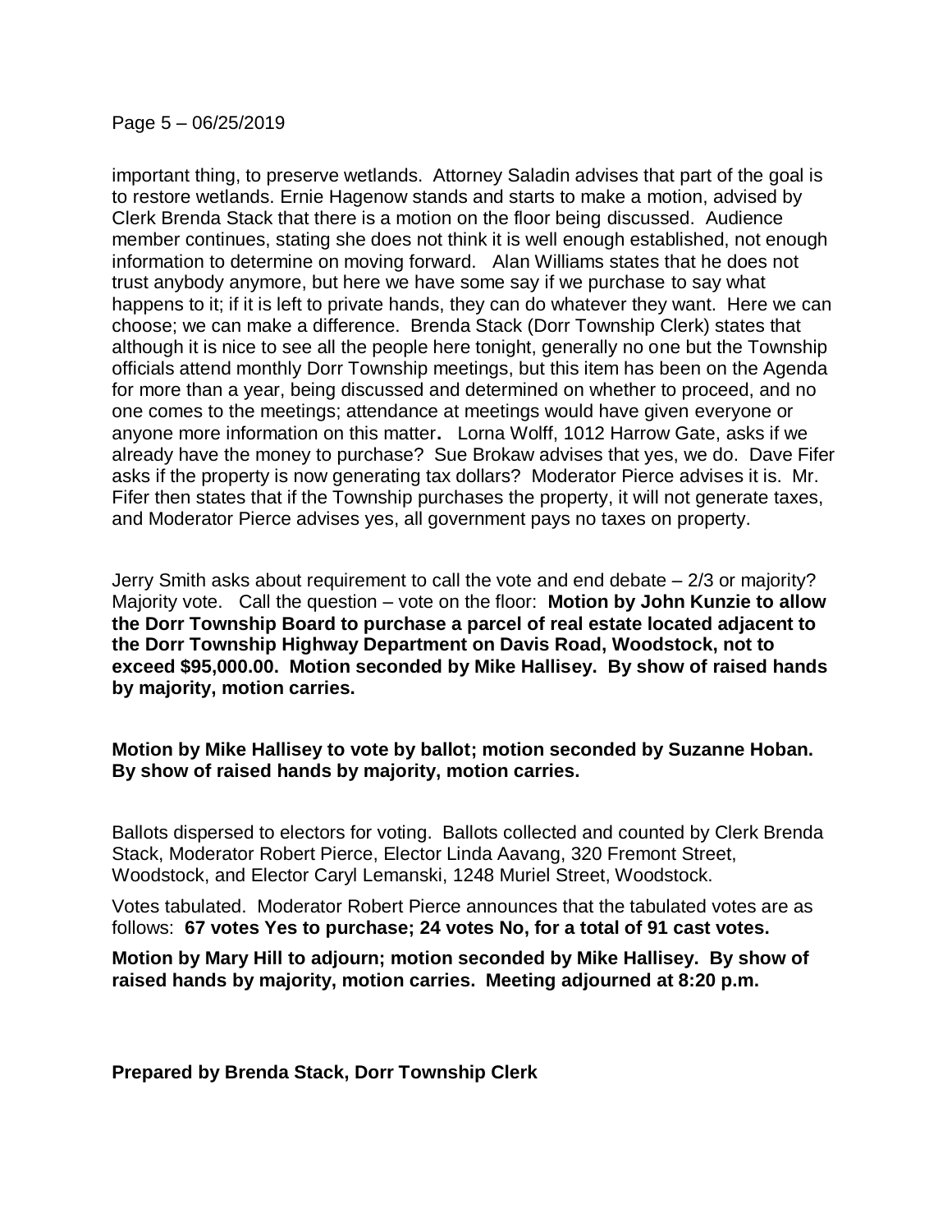important thing, to preserve wetlands. Attorney Saladin advises that part of the goal is to restore wetlands. Ernie Hagenow stands and starts to make a motion, advised by Clerk Brenda Stack that there is a motion on the floor being discussed. Audience member continues, stating she does not think it is well enough established, not enough information to determine on moving forward. Alan Williams states that he does not trust anybody anymore, but here we have some say if we purchase to say what happens to it; if it is left to private hands, they can do whatever they want. Here we can choose; we can make a difference. Brenda Stack (Dorr Township Clerk) states that although it is nice to see all the people here tonight, generally no one but the Township officials attend monthly Dorr Township meetings, but this item has been on the Agenda for more than a year, being discussed and determined on whether to proceed, and no one comes to the meetings; attendance at meetings would have given everyone or anyone more information on this matter**.** Lorna Wolff, 1012 Harrow Gate, asks if we already have the money to purchase? Sue Brokaw advises that yes, we do. Dave Fifer asks if the property is now generating tax dollars? Moderator Pierce advises it is. Mr. Fifer then states that if the Township purchases the property, it will not generate taxes, and Moderator Pierce advises yes, all government pays no taxes on property.

Jerry Smith asks about requirement to call the vote and end debate – 2/3 or majority? Majority vote. Call the question – vote on the floor: **Motion by John Kunzie to allow the Dorr Township Board to purchase a parcel of real estate located adjacent to the Dorr Township Highway Department on Davis Road, Woodstock, not to exceed $95,000.00. Motion seconded by Mike Hallisey. By show of raised hands by majority, motion carries.**

**Motion by Mike Hallisey to vote by ballot; motion seconded by Suzanne Hoban. By show of raised hands by majority, motion carries.**

Ballots dispersed to electors for voting. Ballots collected and counted by Clerk Brenda Stack, Moderator Robert Pierce, Elector Linda Aavang, 320 Fremont Street, Woodstock, and Elector Caryl Lemanski, 1248 Muriel Street, Woodstock.

Votes tabulated. Moderator Robert Pierce announces that the tabulated votes are as follows: **67 votes Yes to purchase; 24 votes No, for a total of 91 cast votes.**

**Motion by Mary Hill to adjourn; motion seconded by Mike Hallisey. By show of raised hands by majority, motion carries. Meeting adjourned at 8:20 p.m.**

**Prepared by Brenda Stack, Dorr Township Clerk**